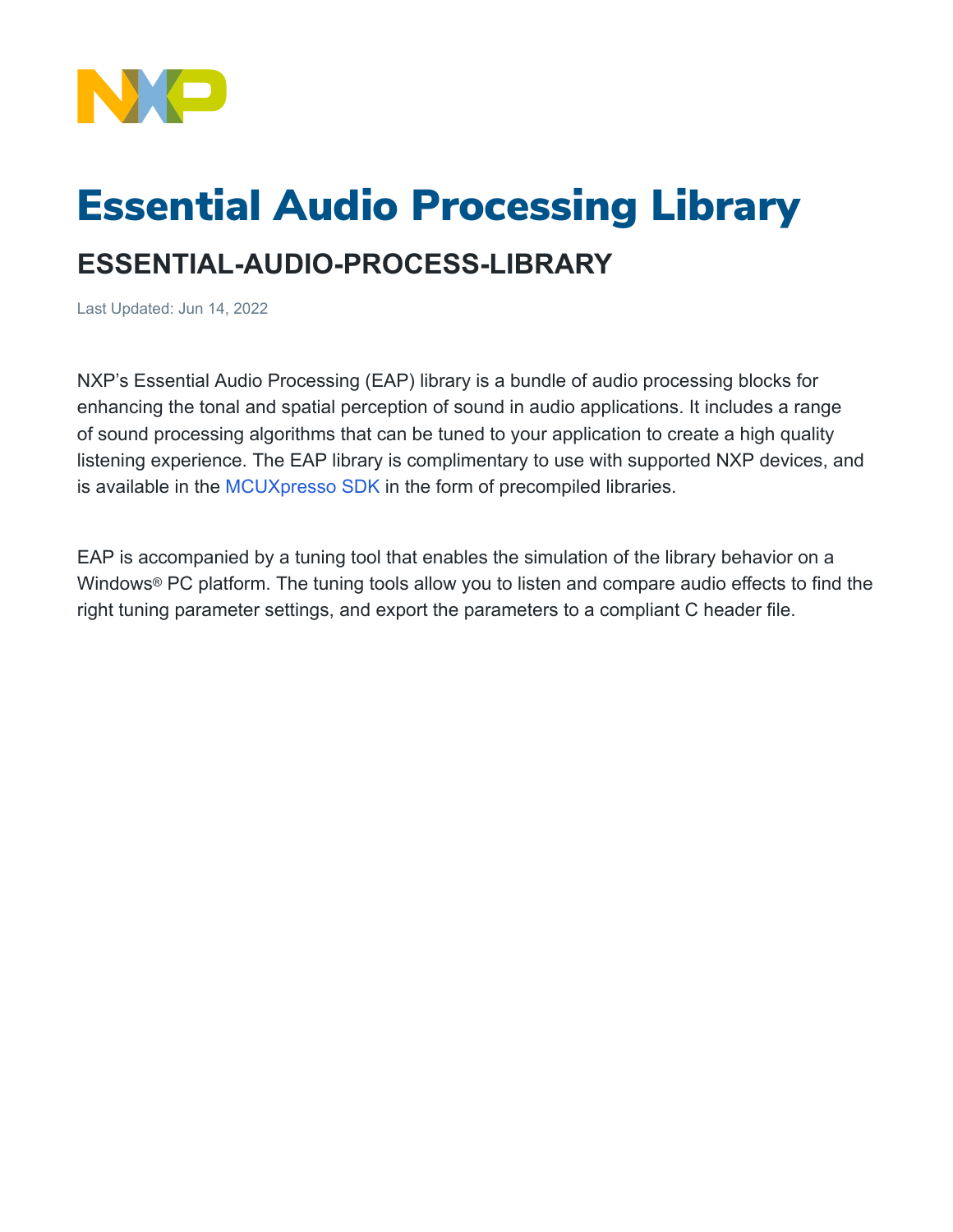# Essential Audio Processing Library

## ESSENTIAL-AUDIO-PROCESS-LIBRARY

Last Updated: Jun 14, 2022

NXP's Essential Audio Processing (EAP) library is a bundle of audio processing blocks for enhancing the tonal and spatial perception of sound in audio applications. It includes a range of sound processing algorithms that can be tuned to your application to create a high quality listening experience. The EAP library is complimentary to use with supported NXP devices, and is available in the MCUXpresso SDK in the form of precompiled libraries.

EAP is accompanied by a tuning tool that enables the simulation of the library behavior on a Windows® PC platform. The tuning tools allow you to listen and compare audio effects to find the right tuning parameter settings, and export the parameters to a compliant C header file.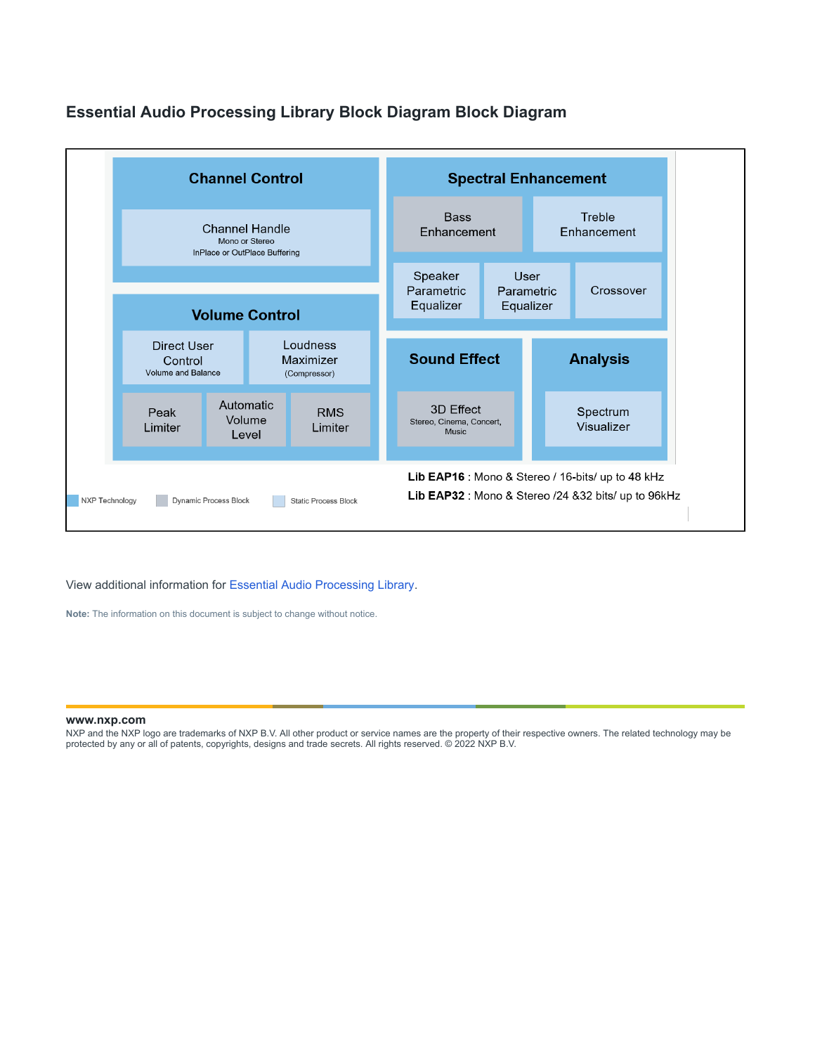## Essential Audio Processing Library Block Diagram Block Diagram

Channel Control

Channel Handle
Mono or Stereo
InPlace or OutPlace Buffering

Volume Control

Direct User Control
Volume and Balance

Loudness Maximizer
(Compressor)

Peak Limiter

Automatic Volume Level

RMS Limiter

Spectral Enhancement

Bass Enhancement

Treble Enhancement

Speaker Parametric Equalizer

User Parametric Equalizer

Crossover

Sound Effect

3D Effect
Stereo, Cinema, Concert, Music

Analysis

Spectrum Visualizer

NXP Technology

Dynamic Process Block

Static Process Block

**Lib EAP16** : Mono & Stereo / 16-bits/ up to 48 kHz

**Lib EAP32** : Mono & Stereo /24 &32 bits/ up to 96kHz

View additional information for Essential Audio Processing Library.

**Note:** The information on this document is subject to change without notice.

**www.nxp.com**

NXP and the NXP logo are trademarks of NXP B.V. All other product or service names are the property of their respective owners. The related technology may be protected by any or all of patents, copyrights, designs and trade secrets. All rights reserved. © 2022 NXP B.V.